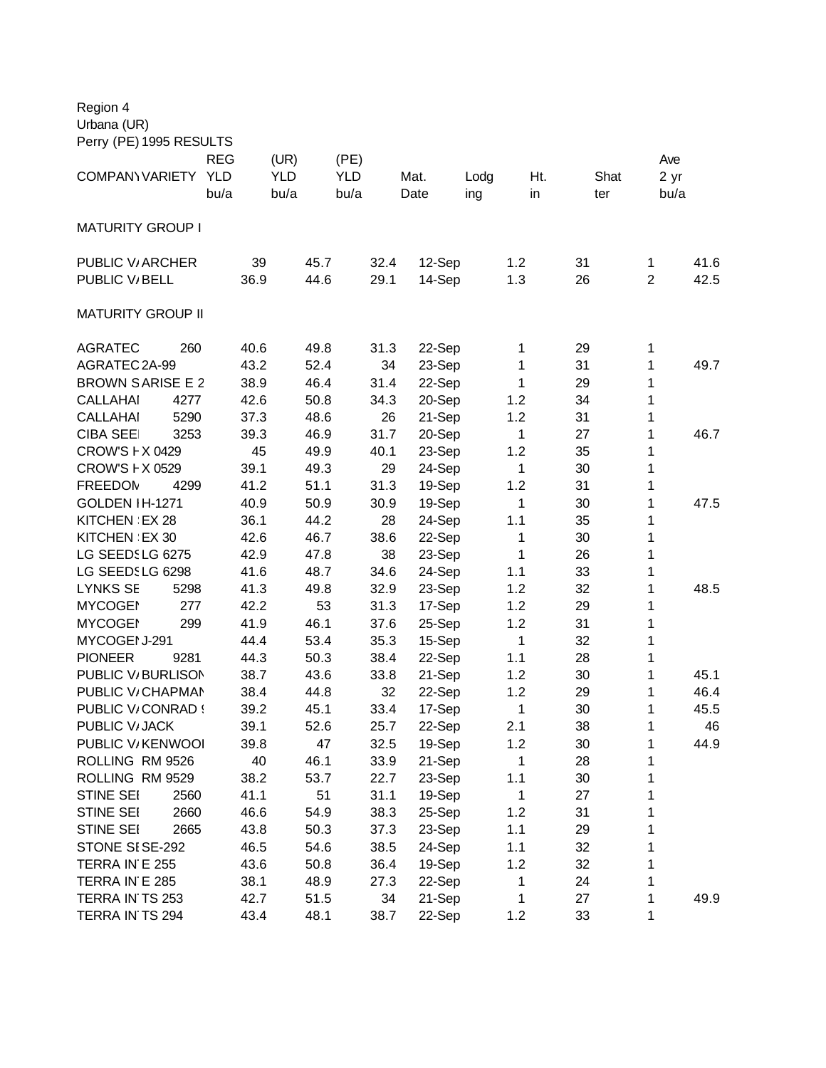Region 4
Urbana (UR)
Perry (PE) 1995 RESULTS

| COMPANY | VARIETY | REG YLD bu/a | (UR) YLD bu/a | (PE) YLD bu/a | Mat. Date | Lodging | Ht. in | Shatter | Ave 2 yr bu/a |
|---|---|---|---|---|---|---|---|---|---|
| MATURITY GROUP I | | | | | | | | | |
| PUBLIC V/ | ARCHER | 39 | 45.7 | 32.4 | 12-Sep | 1.2 | 31 | 1 | 41.6 |
| PUBLIC V/ | BELL | 36.9 | 44.6 | 29.1 | 14-Sep | 1.3 | 26 | 2 | 42.5 |
| MATURITY GROUP II | | | | | | | | | |
| AGRATEC | 260 | 40.6 | 49.8 | 31.3 | 22-Sep | 1 | 29 | 1 | |
| AGRATEC | 2A-99 | 43.2 | 52.4 | 34 | 23-Sep | 1 | 31 | 1 | 49.7 |
| BROWN S | ARISE E 2 | 38.9 | 46.4 | 31.4 | 22-Sep | 1 | 29 | 1 | |
| CALLAHAI | 4277 | 42.6 | 50.8 | 34.3 | 20-Sep | 1.2 | 34 | 1 | |
| CALLAHAI | 5290 | 37.3 | 48.6 | 26 | 21-Sep | 1.2 | 31 | 1 | |
| CIBA SEE | 3253 | 39.3 | 46.9 | 31.7 | 20-Sep | 1 | 27 | 1 | 46.7 |
| CROW'S H | X 0429 | 45 | 49.9 | 40.1 | 23-Sep | 1.2 | 35 | 1 | |
| CROW'S H | X 0529 | 39.1 | 49.3 | 29 | 24-Sep | 1 | 30 | 1 | |
| FREEDOM | 4299 | 41.2 | 51.1 | 31.3 | 19-Sep | 1.2 | 31 | 1 | |
| GOLDEN I | H-1271 | 40.9 | 50.9 | 30.9 | 19-Sep | 1 | 30 | 1 | 47.5 |
| KITCHEN | EX 28 | 36.1 | 44.2 | 28 | 24-Sep | 1.1 | 35 | 1 | |
| KITCHEN | EX 30 | 42.6 | 46.7 | 38.6 | 22-Sep | 1 | 30 | 1 | |
| LG SEEDS | LG 6275 | 42.9 | 47.8 | 38 | 23-Sep | 1 | 26 | 1 | |
| LG SEEDS | LG 6298 | 41.6 | 48.7 | 34.6 | 24-Sep | 1.1 | 33 | 1 | |
| LYNKS SE | 5298 | 41.3 | 49.8 | 32.9 | 23-Sep | 1.2 | 32 | 1 | 48.5 |
| MYCOGEN | 277 | 42.2 | 53 | 31.3 | 17-Sep | 1.2 | 29 | 1 | |
| MYCOGEN | 299 | 41.9 | 46.1 | 37.6 | 25-Sep | 1.2 | 31 | 1 | |
| MYCOGEN | J-291 | 44.4 | 53.4 | 35.3 | 15-Sep | 1 | 32 | 1 | |
| PIONEER | 9281 | 44.3 | 50.3 | 38.4 | 22-Sep | 1.1 | 28 | 1 | |
| PUBLIC V/ | BURLISON | 38.7 | 43.6 | 33.8 | 21-Sep | 1.2 | 30 | 1 | 45.1 |
| PUBLIC V/ | CHAPMAN | 38.4 | 44.8 | 32 | 22-Sep | 1.2 | 29 | 1 | 46.4 |
| PUBLIC V/ | CONRAD | 39.2 | 45.1 | 33.4 | 17-Sep | 1 | 30 | 1 | 45.5 |
| PUBLIC V/ | JACK | 39.1 | 52.6 | 25.7 | 22-Sep | 2.1 | 38 | 1 | 46 |
| PUBLIC V/ | KENWOOI | 39.8 | 47 | 32.5 | 19-Sep | 1.2 | 30 | 1 | 44.9 |
| ROLLING | RM 9526 | 40 | 46.1 | 33.9 | 21-Sep | 1 | 28 | 1 | |
| ROLLING | RM 9529 | 38.2 | 53.7 | 22.7 | 23-Sep | 1.1 | 30 | 1 | |
| STINE SEI | 2560 | 41.1 | 51 | 31.1 | 19-Sep | 1 | 27 | 1 | |
| STINE SEI | 2660 | 46.6 | 54.9 | 38.3 | 25-Sep | 1.2 | 31 | 1 | |
| STINE SEI | 2665 | 43.8 | 50.3 | 37.3 | 23-Sep | 1.1 | 29 | 1 | |
| STONE SE | SE-292 | 46.5 | 54.6 | 38.5 | 24-Sep | 1.1 | 32 | 1 | |
| TERRA IN | E 255 | 43.6 | 50.8 | 36.4 | 19-Sep | 1.2 | 32 | 1 | |
| TERRA IN | E 285 | 38.1 | 48.9 | 27.3 | 22-Sep | 1 | 24 | 1 | |
| TERRA IN | TS 253 | 42.7 | 51.5 | 34 | 21-Sep | 1 | 27 | 1 | 49.9 |
| TERRA IN | TS 294 | 43.4 | 48.1 | 38.7 | 22-Sep | 1.2 | 33 | 1 | |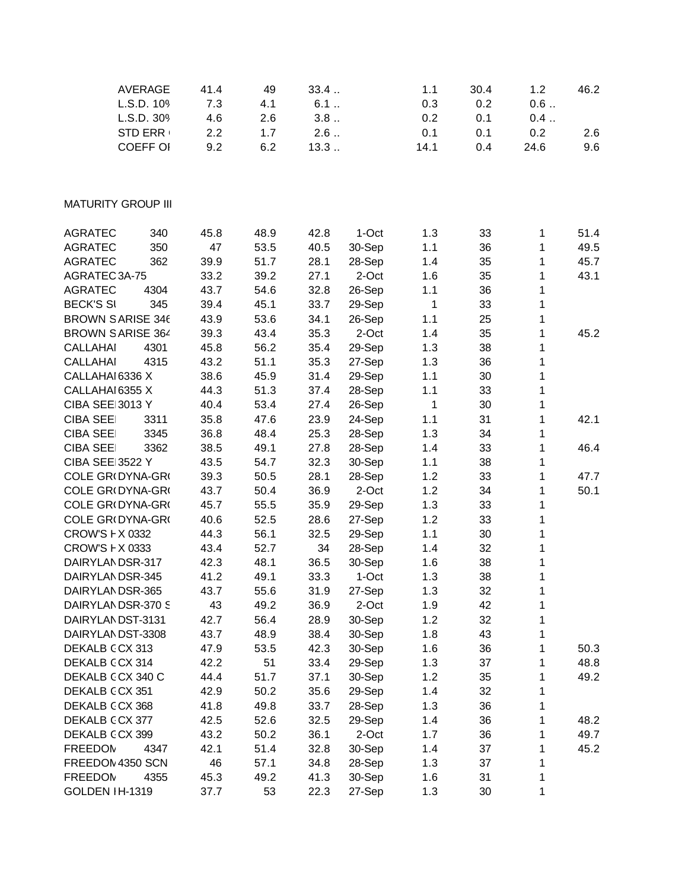| | | | | | | | | | |
|---|---|---|---|---|---|---|---|---|---|
| | AVERAGE | 41.4 | 49 | 33.4 .. | | 1.1 | 30.4 | 1.2 | 46.2 |
| | L.S.D. 10% | 7.3 | 4.1 | 6.1 .. | | 0.3 | 0.2 | 0.6 .. | |
| | L.S.D. 30% | 4.6 | 2.6 | 3.8 .. | | 0.2 | 0.1 | 0.4 .. | |
| | STD ERR ( | 2.2 | 1.7 | 2.6 .. | | 0.1 | 0.1 | 0.2 | 2.6 |
| | COEFF OI | 9.2 | 6.2 | 13.3 .. | | 14.1 | 0.4 | 24.6 | 9.6 |

MATURITY GROUP III

| | | | | | | | | | |
|---|---|---|---|---|---|---|---|---|---|
| AGRATEC | 340 | 45.8 | 48.9 | 42.8 | 1-Oct | 1.3 | 33 | 1 | 51.4 |
| AGRATEC | 350 | 47 | 53.5 | 40.5 | 30-Sep | 1.1 | 36 | 1 | 49.5 |
| AGRATEC | 362 | 39.9 | 51.7 | 28.1 | 28-Sep | 1.4 | 35 | 1 | 45.7 |
| AGRATEC | 3A-75 | 33.2 | 39.2 | 27.1 | 2-Oct | 1.6 | 35 | 1 | 43.1 |
| AGRATEC | 4304 | 43.7 | 54.6 | 32.8 | 26-Sep | 1.1 | 36 | 1 | |
| BECK'S SI | 345 | 39.4 | 45.1 | 33.7 | 29-Sep | 1 | 33 | 1 | |
| BROWN S | ARISE 346 | 43.9 | 53.6 | 34.1 | 26-Sep | 1.1 | 25 | 1 | |
| BROWN S | ARISE 364 | 39.3 | 43.4 | 35.3 | 2-Oct | 1.4 | 35 | 1 | 45.2 |
| CALLAHAI | 4301 | 45.8 | 56.2 | 35.4 | 29-Sep | 1.3 | 38 | 1 | |
| CALLAHAI | 4315 | 43.2 | 51.1 | 35.3 | 27-Sep | 1.3 | 36 | 1 | |
| CALLAHAI | 6336 X | 38.6 | 45.9 | 31.4 | 29-Sep | 1.1 | 30 | 1 | |
| CALLAHAI | 6355 X | 44.3 | 51.3 | 37.4 | 28-Sep | 1.1 | 33 | 1 | |
| CIBA SEEI | 3013 Y | 40.4 | 53.4 | 27.4 | 26-Sep | 1 | 30 | 1 | |
| CIBA SEEI | 3311 | 35.8 | 47.6 | 23.9 | 24-Sep | 1.1 | 31 | 1 | 42.1 |
| CIBA SEEI | 3345 | 36.8 | 48.4 | 25.3 | 28-Sep | 1.3 | 34 | 1 | |
| CIBA SEEI | 3362 | 38.5 | 49.1 | 27.8 | 28-Sep | 1.4 | 33 | 1 | 46.4 |
| CIBA SEEI | 3522 Y | 43.5 | 54.7 | 32.3 | 30-Sep | 1.1 | 38 | 1 | |
| COLE GR( | DYNA-GR( | 39.3 | 50.5 | 28.1 | 28-Sep | 1.2 | 33 | 1 | 47.7 |
| COLE GR( | DYNA-GR( | 43.7 | 50.4 | 36.9 | 2-Oct | 1.2 | 34 | 1 | 50.1 |
| COLE GR( | DYNA-GR( | 45.7 | 55.5 | 35.9 | 29-Sep | 1.3 | 33 | 1 | |
| COLE GR( | DYNA-GR( | 40.6 | 52.5 | 28.6 | 27-Sep | 1.2 | 33 | 1 | |
| CROW'S H | X 0332 | 44.3 | 56.1 | 32.5 | 29-Sep | 1.1 | 30 | 1 | |
| CROW'S H | X 0333 | 43.4 | 52.7 | 34 | 28-Sep | 1.4 | 32 | 1 | |
| DAIRYLAN | DSR-317 | 42.3 | 48.1 | 36.5 | 30-Sep | 1.6 | 38 | 1 | |
| DAIRYLAN | DSR-345 | 41.2 | 49.1 | 33.3 | 1-Oct | 1.3 | 38 | 1 | |
| DAIRYLAN | DSR-365 | 43.7 | 55.6 | 31.9 | 27-Sep | 1.3 | 32 | 1 | |
| DAIRYLAN | DSR-370 S | 43 | 49.2 | 36.9 | 2-Oct | 1.9 | 42 | 1 | |
| DAIRYLAN | DST-3131 | 42.7 | 56.4 | 28.9 | 30-Sep | 1.2 | 32 | 1 | |
| DAIRYLAN | DST-3308 | 43.7 | 48.9 | 38.4 | 30-Sep | 1.8 | 43 | 1 | |
| DEKALB ( | CX 313 | 47.9 | 53.5 | 42.3 | 30-Sep | 1.6 | 36 | 1 | 50.3 |
| DEKALB ( | CX 314 | 42.2 | 51 | 33.4 | 29-Sep | 1.3 | 37 | 1 | 48.8 |
| DEKALB ( | CX 340 C | 44.4 | 51.7 | 37.1 | 30-Sep | 1.2 | 35 | 1 | 49.2 |
| DEKALB ( | CX 351 | 42.9 | 50.2 | 35.6 | 29-Sep | 1.4 | 32 | 1 | |
| DEKALB ( | CX 368 | 41.8 | 49.8 | 33.7 | 28-Sep | 1.3 | 36 | 1 | |
| DEKALB ( | CX 377 | 42.5 | 52.6 | 32.5 | 29-Sep | 1.4 | 36 | 1 | 48.2 |
| DEKALB ( | CX 399 | 43.2 | 50.2 | 36.1 | 2-Oct | 1.7 | 36 | 1 | 49.7 |
| FREEDOM | 4347 | 42.1 | 51.4 | 32.8 | 30-Sep | 1.4 | 37 | 1 | 45.2 |
| FREEDOM | 4350 SCN | 46 | 57.1 | 34.8 | 28-Sep | 1.3 | 37 | 1 | |
| FREEDOM | 4355 | 45.3 | 49.2 | 41.3 | 30-Sep | 1.6 | 31 | 1 | |
| GOLDEN I | H-1319 | 37.7 | 53 | 22.3 | 27-Sep | 1.3 | 30 | 1 | |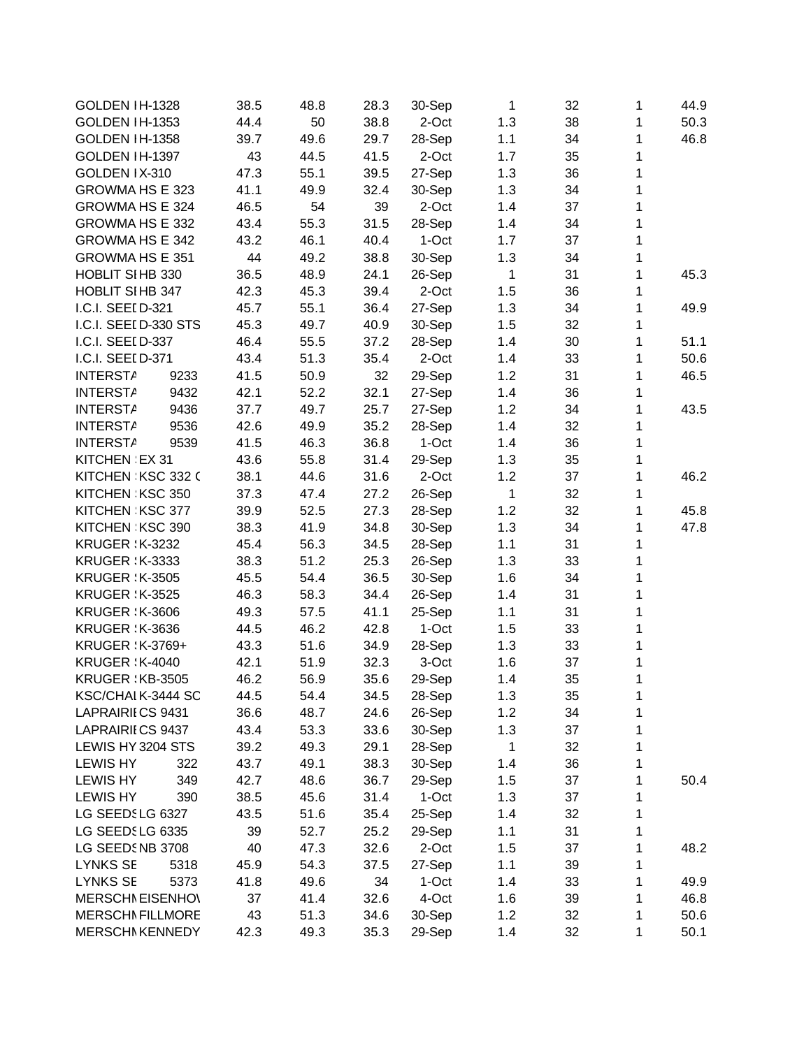| | | | | | | | | | |
|---|---|---|---|---|---|---|---|---|---|
| GOLDEN I | H-1328 | 38.5 | 48.8 | 28.3 | 30-Sep | 1 | 32 | 1 | 44.9 |
| GOLDEN I | H-1353 | 44.4 | 50 | 38.8 | 2-Oct | 1.3 | 38 | 1 | 50.3 |
| GOLDEN I | H-1358 | 39.7 | 49.6 | 29.7 | 28-Sep | 1.1 | 34 | 1 | 46.8 |
| GOLDEN I | H-1397 | 43 | 44.5 | 41.5 | 2-Oct | 1.7 | 35 | 1 | |
| GOLDEN I | X-310 | 47.3 | 55.1 | 39.5 | 27-Sep | 1.3 | 36 | 1 | |
| GROWMA | HS E 323 | 41.1 | 49.9 | 32.4 | 30-Sep | 1.3 | 34 | 1 | |
| GROWMA | HS E 324 | 46.5 | 54 | 39 | 2-Oct | 1.4 | 37 | 1 | |
| GROWMA | HS E 332 | 43.4 | 55.3 | 31.5 | 28-Sep | 1.4 | 34 | 1 | |
| GROWMA | HS E 342 | 43.2 | 46.1 | 40.4 | 1-Oct | 1.7 | 37 | 1 | |
| GROWMA | HS E 351 | 44 | 49.2 | 38.8 | 30-Sep | 1.3 | 34 | 1 | |
| HOBLIT SI | HB 330 | 36.5 | 48.9 | 24.1 | 26-Sep | 1 | 31 | 1 | 45.3 |
| HOBLIT SI | HB 347 | 42.3 | 45.3 | 39.4 | 2-Oct | 1.5 | 36 | 1 | |
| I.C.I. SEEI | D-321 | 45.7 | 55.1 | 36.4 | 27-Sep | 1.3 | 34 | 1 | 49.9 |
| I.C.I. SEEI | D-330 STS | 45.3 | 49.7 | 40.9 | 30-Sep | 1.5 | 32 | 1 | |
| I.C.I. SEEI | D-337 | 46.4 | 55.5 | 37.2 | 28-Sep | 1.4 | 30 | 1 | 51.1 |
| I.C.I. SEEI | D-371 | 43.4 | 51.3 | 35.4 | 2-Oct | 1.4 | 33 | 1 | 50.6 |
| INTERSTA | 9233 | 41.5 | 50.9 | 32 | 29-Sep | 1.2 | 31 | 1 | 46.5 |
| INTERSTA | 9432 | 42.1 | 52.2 | 32.1 | 27-Sep | 1.4 | 36 | 1 | |
| INTERSTA | 9436 | 37.7 | 49.7 | 25.7 | 27-Sep | 1.2 | 34 | 1 | 43.5 |
| INTERSTA | 9536 | 42.6 | 49.9 | 35.2 | 28-Sep | 1.4 | 32 | 1 | |
| INTERSTA | 9539 | 41.5 | 46.3 | 36.8 | 1-Oct | 1.4 | 36 | 1 | |
| KITCHEN | EX 31 | 43.6 | 55.8 | 31.4 | 29-Sep | 1.3 | 35 | 1 | |
| KITCHEN | KSC 332 ( | 38.1 | 44.6 | 31.6 | 2-Oct | 1.2 | 37 | 1 | 46.2 |
| KITCHEN | KSC 350 | 37.3 | 47.4 | 27.2 | 26-Sep | 1 | 32 | 1 | |
| KITCHEN | KSC 377 | 39.9 | 52.5 | 27.3 | 28-Sep | 1.2 | 32 | 1 | 45.8 |
| KITCHEN | KSC 390 | 38.3 | 41.9 | 34.8 | 30-Sep | 1.3 | 34 | 1 | 47.8 |
| KRUGER | K-3232 | 45.4 | 56.3 | 34.5 | 28-Sep | 1.1 | 31 | 1 | |
| KRUGER | K-3333 | 38.3 | 51.2 | 25.3 | 26-Sep | 1.3 | 33 | 1 | |
| KRUGER | K-3505 | 45.5 | 54.4 | 36.5 | 30-Sep | 1.6 | 34 | 1 | |
| KRUGER | K-3525 | 46.3 | 58.3 | 34.4 | 26-Sep | 1.4 | 31 | 1 | |
| KRUGER | K-3606 | 49.3 | 57.5 | 41.1 | 25-Sep | 1.1 | 31 | 1 | |
| KRUGER | K-3636 | 44.5 | 46.2 | 42.8 | 1-Oct | 1.5 | 33 | 1 | |
| KRUGER | K-3769+ | 43.3 | 51.6 | 34.9 | 28-Sep | 1.3 | 33 | 1 | |
| KRUGER | K-4040 | 42.1 | 51.9 | 32.3 | 3-Oct | 1.6 | 37 | 1 | |
| KRUGER | KB-3505 | 46.2 | 56.9 | 35.6 | 29-Sep | 1.4 | 35 | 1 | |
| KSC/CHAI | K-3444 SC | 44.5 | 54.4 | 34.5 | 28-Sep | 1.3 | 35 | 1 | |
| LAPRAIRI | CS 9431 | 36.6 | 48.7 | 24.6 | 26-Sep | 1.2 | 34 | 1 | |
| LAPRAIRI | CS 9437 | 43.4 | 53.3 | 33.6 | 30-Sep | 1.3 | 37 | 1 | |
| LEWIS HY | 3204 STS | 39.2 | 49.3 | 29.1 | 28-Sep | 1 | 32 | 1 | |
| LEWIS HY | 322 | 43.7 | 49.1 | 38.3 | 30-Sep | 1.4 | 36 | 1 | |
| LEWIS HY | 349 | 42.7 | 48.6 | 36.7 | 29-Sep | 1.5 | 37 | 1 | 50.4 |
| LEWIS HY | 390 | 38.5 | 45.6 | 31.4 | 1-Oct | 1.3 | 37 | 1 | |
| LG SEEDS | LG 6327 | 43.5 | 51.6 | 35.4 | 25-Sep | 1.4 | 32 | 1 | |
| LG SEEDS | LG 6335 | 39 | 52.7 | 25.2 | 29-Sep | 1.1 | 31 | 1 | |
| LG SEEDS | NB 3708 | 40 | 47.3 | 32.6 | 2-Oct | 1.5 | 37 | 1 | 48.2 |
| LYNKS SE | 5318 | 45.9 | 54.3 | 37.5 | 27-Sep | 1.1 | 39 | 1 | |
| LYNKS SE | 5373 | 41.8 | 49.6 | 34 | 1-Oct | 1.4 | 33 | 1 | 49.9 |
| MERSCHI | EISENHO\ | 37 | 41.4 | 32.6 | 4-Oct | 1.6 | 39 | 1 | 46.8 |
| MERSCHI | FILLMORE | 43 | 51.3 | 34.6 | 30-Sep | 1.2 | 32 | 1 | 50.6 |
| MERSCHI | KENNEDY | 42.3 | 49.3 | 35.3 | 29-Sep | 1.4 | 32 | 1 | 50.1 |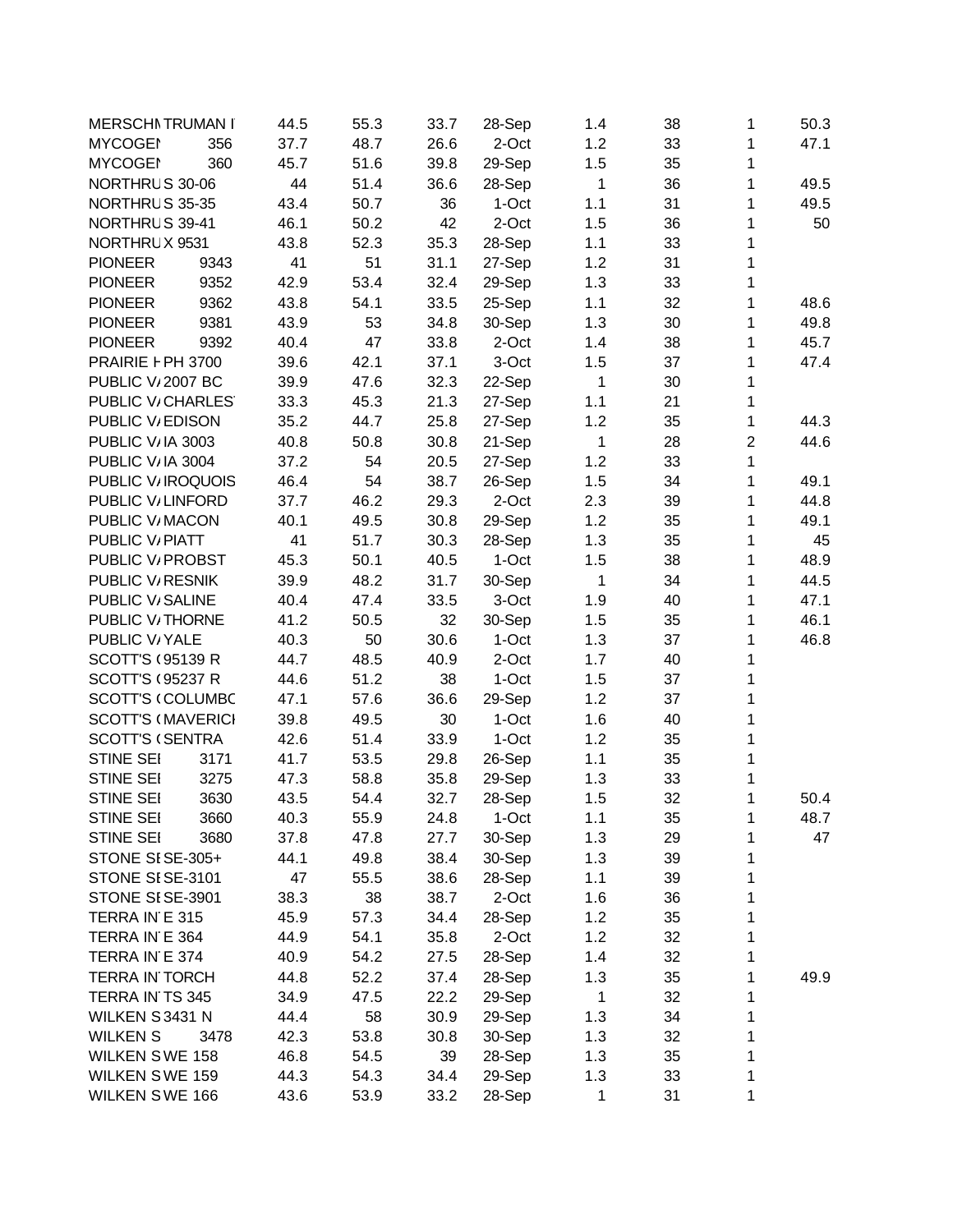| | | | | | | | | | |
|---|---|---|---|---|---|---|---|---|---|
| MERSCHM | TRUMAN I | 44.5 | 55.3 | 33.7 | 28-Sep | 1.4 | 38 | 1 | 50.3 |
| MYCOGEN | 356 | 37.7 | 48.7 | 26.6 | 2-Oct | 1.2 | 33 | 1 | 47.1 |
| MYCOGEN | 360 | 45.7 | 51.6 | 39.8 | 29-Sep | 1.5 | 35 | 1 | |
| NORTHRUS | S 30-06 | 44 | 51.4 | 36.6 | 28-Sep | 1 | 36 | 1 | 49.5 |
| NORTHRUS | S 35-35 | 43.4 | 50.7 | 36 | 1-Oct | 1.1 | 31 | 1 | 49.5 |
| NORTHRUS | S 39-41 | 46.1 | 50.2 | 42 | 2-Oct | 1.5 | 36 | 1 | 50 |
| NORTHRUS | X 9531 | 43.8 | 52.3 | 35.3 | 28-Sep | 1.1 | 33 | 1 | |
| PIONEER | 9343 | 41 | 51 | 31.1 | 27-Sep | 1.2 | 31 | 1 | |
| PIONEER | 9352 | 42.9 | 53.4 | 32.4 | 29-Sep | 1.3 | 33 | 1 | |
| PIONEER | 9362 | 43.8 | 54.1 | 33.5 | 25-Sep | 1.1 | 32 | 1 | 48.6 |
| PIONEER | 9381 | 43.9 | 53 | 34.8 | 30-Sep | 1.3 | 30 | 1 | 49.8 |
| PIONEER | 9392 | 40.4 | 47 | 33.8 | 2-Oct | 1.4 | 38 | 1 | 45.7 |
| PRAIRIE H | PH 3700 | 39.6 | 42.1 | 37.1 | 3-Oct | 1.5 | 37 | 1 | 47.4 |
| PUBLIC VA | 2007 BC | 39.9 | 47.6 | 32.3 | 22-Sep | 1 | 30 | 1 | |
| PUBLIC VA | CHARLEST | 33.3 | 45.3 | 21.3 | 27-Sep | 1.1 | 21 | 1 | |
| PUBLIC VA | EDISON | 35.2 | 44.7 | 25.8 | 27-Sep | 1.2 | 35 | 1 | 44.3 |
| PUBLIC VA | IA 3003 | 40.8 | 50.8 | 30.8 | 21-Sep | 1 | 28 | 2 | 44.6 |
| PUBLIC VA | IA 3004 | 37.2 | 54 | 20.5 | 27-Sep | 1.2 | 33 | 1 | |
| PUBLIC VA | IROQUOIS | 46.4 | 54 | 38.7 | 26-Sep | 1.5 | 34 | 1 | 49.1 |
| PUBLIC VA | LINFORD | 37.7 | 46.2 | 29.3 | 2-Oct | 2.3 | 39 | 1 | 44.8 |
| PUBLIC VA | MACON | 40.1 | 49.5 | 30.8 | 29-Sep | 1.2 | 35 | 1 | 49.1 |
| PUBLIC VA | PIATT | 41 | 51.7 | 30.3 | 28-Sep | 1.3 | 35 | 1 | 45 |
| PUBLIC VA | PROBST | 45.3 | 50.1 | 40.5 | 1-Oct | 1.5 | 38 | 1 | 48.9 |
| PUBLIC VA | RESNIK | 39.9 | 48.2 | 31.7 | 30-Sep | 1 | 34 | 1 | 44.5 |
| PUBLIC VA | SALINE | 40.4 | 47.4 | 33.5 | 3-Oct | 1.9 | 40 | 1 | 47.1 |
| PUBLIC VA | THORNE | 41.2 | 50.5 | 32 | 30-Sep | 1.5 | 35 | 1 | 46.1 |
| PUBLIC VA | YALE | 40.3 | 50 | 30.6 | 1-Oct | 1.3 | 37 | 1 | 46.8 |
| SCOTT'S ( | 95139 R | 44.7 | 48.5 | 40.9 | 2-Oct | 1.7 | 40 | 1 | |
| SCOTT'S ( | 95237 R | 44.6 | 51.2 | 38 | 1-Oct | 1.5 | 37 | 1 | |
| SCOTT'S ( | COLUMBO | 47.1 | 57.6 | 36.6 | 29-Sep | 1.2 | 37 | 1 | |
| SCOTT'S ( | MAVERICK | 39.8 | 49.5 | 30 | 1-Oct | 1.6 | 40 | 1 | |
| SCOTT'S ( | SENTRA | 42.6 | 51.4 | 33.9 | 1-Oct | 1.2 | 35 | 1 | |
| STINE SEI | 3171 | 41.7 | 53.5 | 29.8 | 26-Sep | 1.1 | 35 | 1 | |
| STINE SEI | 3275 | 47.3 | 58.8 | 35.8 | 29-Sep | 1.3 | 33 | 1 | |
| STINE SEI | 3630 | 43.5 | 54.4 | 32.7 | 28-Sep | 1.5 | 32 | 1 | 50.4 |
| STINE SEI | 3660 | 40.3 | 55.9 | 24.8 | 1-Oct | 1.1 | 35 | 1 | 48.7 |
| STINE SEI | 3680 | 37.8 | 47.8 | 27.7 | 30-Sep | 1.3 | 29 | 1 | 47 |
| STONE SE | SE-305+ | 44.1 | 49.8 | 38.4 | 30-Sep | 1.3 | 39 | 1 | |
| STONE SE | SE-3101 | 47 | 55.5 | 38.6 | 28-Sep | 1.1 | 39 | 1 | |
| STONE SE | SE-3901 | 38.3 | 38 | 38.7 | 2-Oct | 1.6 | 36 | 1 | |
| TERRA IN | E 315 | 45.9 | 57.3 | 34.4 | 28-Sep | 1.2 | 35 | 1 | |
| TERRA IN | E 364 | 44.9 | 54.1 | 35.8 | 2-Oct | 1.2 | 32 | 1 | |
| TERRA IN | E 374 | 40.9 | 54.2 | 27.5 | 28-Sep | 1.4 | 32 | 1 | |
| TERRA IN | TORCH | 44.8 | 52.2 | 37.4 | 28-Sep | 1.3 | 35 | 1 | 49.9 |
| TERRA IN | TS 345 | 34.9 | 47.5 | 22.2 | 29-Sep | 1 | 32 | 1 | |
| WILKEN S | 3431 N | 44.4 | 58 | 30.9 | 29-Sep | 1.3 | 34 | 1 | |
| WILKEN S | 3478 | 42.3 | 53.8 | 30.8 | 30-Sep | 1.3 | 32 | 1 | |
| WILKEN S | WE 158 | 46.8 | 54.5 | 39 | 28-Sep | 1.3 | 35 | 1 | |
| WILKEN S | WE 159 | 44.3 | 54.3 | 34.4 | 29-Sep | 1.3 | 33 | 1 | |
| WILKEN S | WE 166 | 43.6 | 53.9 | 33.2 | 28-Sep | 1 | 31 | 1 | |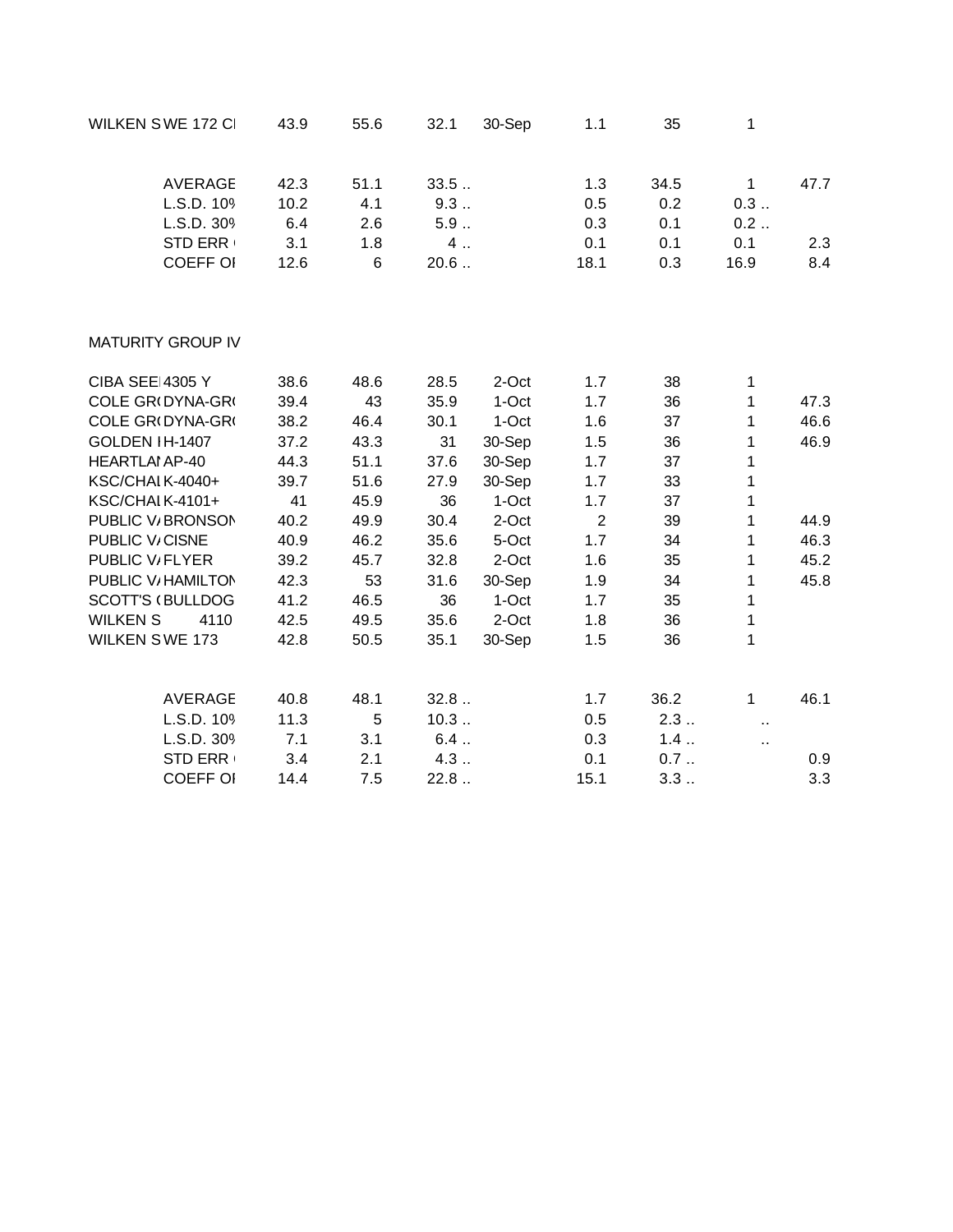| | | | | | | | | | |
|---|---|---|---|---|---|---|---|---|---|
| WILKEN S | WE 172 CI | 43.9 | 55.6 | 32.1 | 30-Sep | 1.1 | 35 | 1 | |
| | | | | | | | | | |
| | AVERAGE | 42.3 | 51.1 | 33.5 .. | | 1.3 | 34.5 | 1 | 47.7 |
| | L.S.D. 10% | 10.2 | 4.1 | 9.3 .. | | 0.5 | 0.2 | 0.3 .. | |
| | L.S.D. 30% | 6.4 | 2.6 | 5.9 .. | | 0.3 | 0.1 | 0.2 .. | |
| | STD ERR ( | 3.1 | 1.8 | 4 .. | | 0.1 | 0.1 | 0.1 | 2.3 |
| | COEFF OI | 12.6 | 6 | 20.6 .. | | 18.1 | 0.3 | 16.9 | 8.4 |

MATURITY GROUP IV

| | | | | | | | | | |
|---|---|---|---|---|---|---|---|---|---|
| CIBA SEE | 4305 Y | 38.6 | 48.6 | 28.5 | 2-Oct | 1.7 | 38 | 1 | |
| COLE GR( | DYNA-GR( | 39.4 | 43 | 35.9 | 1-Oct | 1.7 | 36 | 1 | 47.3 |
| COLE GR( | DYNA-GR( | 38.2 | 46.4 | 30.1 | 1-Oct | 1.6 | 37 | 1 | 46.6 |
| GOLDEN I | H-1407 | 37.2 | 43.3 | 31 | 30-Sep | 1.5 | 36 | 1 | 46.9 |
| HEARTLAI | AP-40 | 44.3 | 51.1 | 37.6 | 30-Sep | 1.7 | 37 | 1 | |
| KSC/CHAI | K-4040+ | 39.7 | 51.6 | 27.9 | 30-Sep | 1.7 | 33 | 1 | |
| KSC/CHAI | K-4101+ | 41 | 45.9 | 36 | 1-Oct | 1.7 | 37 | 1 | |
| PUBLIC V/ | BRONSON | 40.2 | 49.9 | 30.4 | 2-Oct | 2 | 39 | 1 | 44.9 |
| PUBLIC V/ | CISNE | 40.9 | 46.2 | 35.6 | 5-Oct | 1.7 | 34 | 1 | 46.3 |
| PUBLIC V/ | FLYER | 39.2 | 45.7 | 32.8 | 2-Oct | 1.6 | 35 | 1 | 45.2 |
| PUBLIC V/ | HAMILTON | 42.3 | 53 | 31.6 | 30-Sep | 1.9 | 34 | 1 | 45.8 |
| SCOTT'S ( | BULLDOG | 41.2 | 46.5 | 36 | 1-Oct | 1.7 | 35 | 1 | |
| WILKEN S | 4110 | 42.5 | 49.5 | 35.6 | 2-Oct | 1.8 | 36 | 1 | |
| WILKEN S | WE 173 | 42.8 | 50.5 | 35.1 | 30-Sep | 1.5 | 36 | 1 | |
| | | | | | | | | | |
| | AVERAGE | 40.8 | 48.1 | 32.8 .. | | 1.7 | 36.2 | 1 | 46.1 |
| | L.S.D. 10% | 11.3 | 5 | 10.3 .. | | 0.5 | 2.3 .. | .. | |
| | L.S.D. 30% | 7.1 | 3.1 | 6.4 .. | | 0.3 | 1.4 .. | .. | |
| | STD ERR ( | 3.4 | 2.1 | 4.3 .. | | 0.1 | 0.7 .. | | 0.9 |
| | COEFF OI | 14.4 | 7.5 | 22.8 .. | | 15.1 | 3.3 .. | | 3.3 |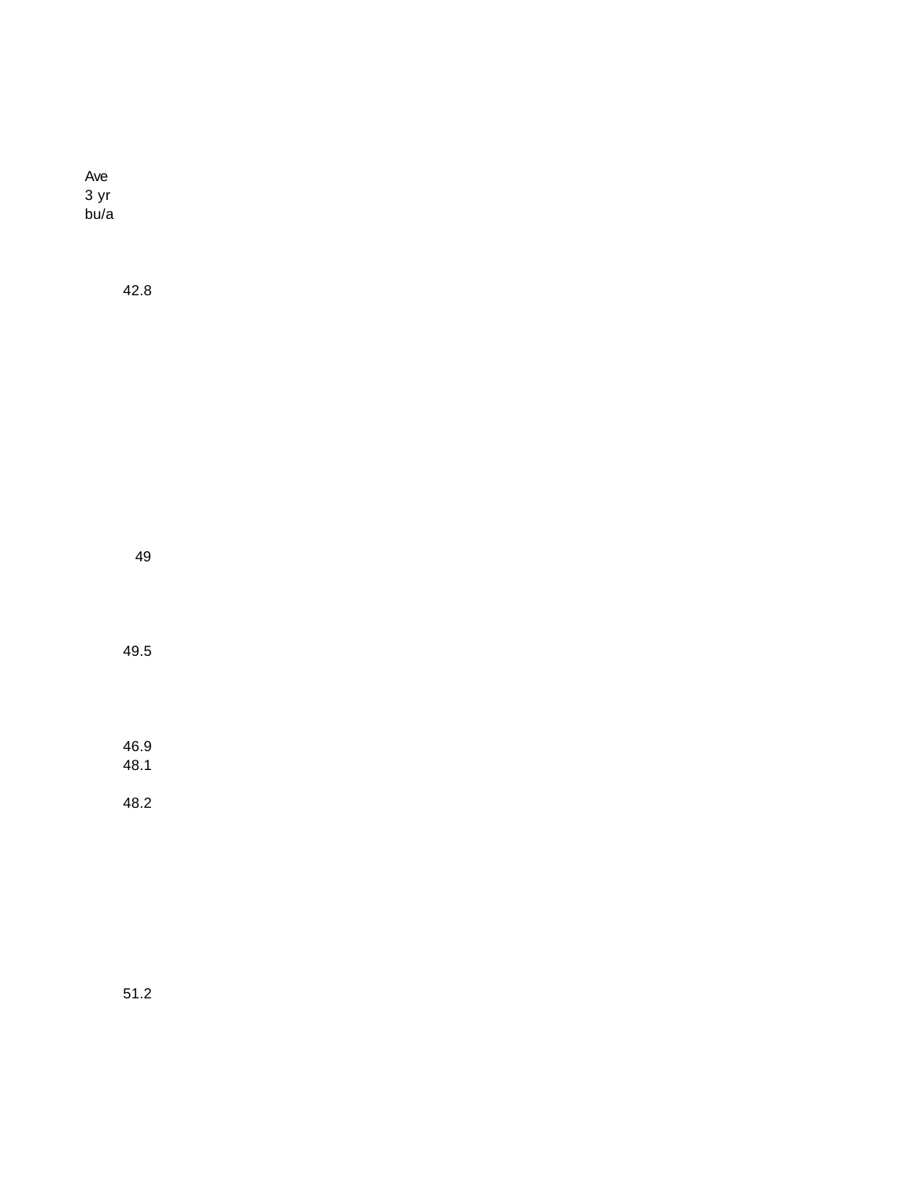| Ave 3 yr bu/a |
|---|
| 42.8 |
| 49 |
| 49.5 |
| 46.9 |
| 48.1 |
| 48.2 |
| 51.2 |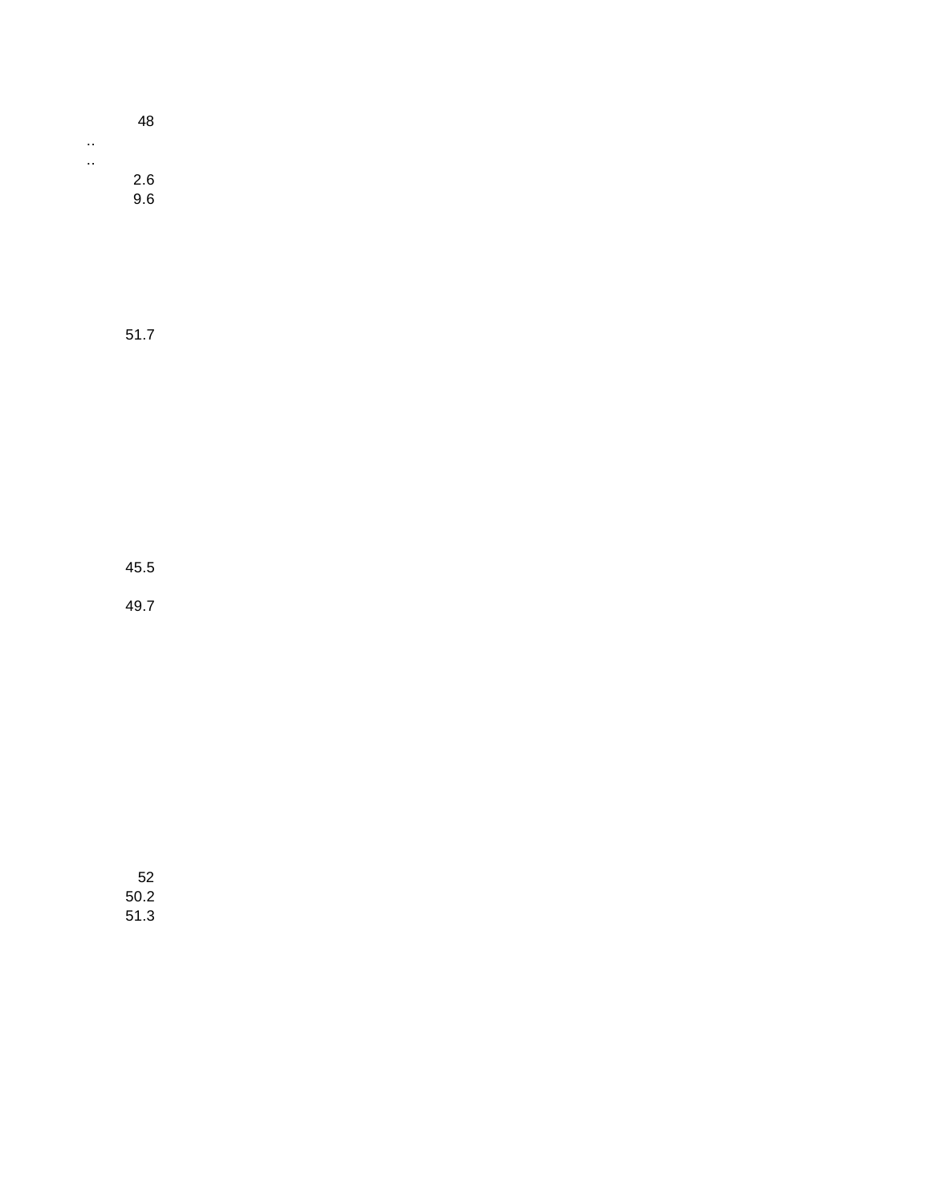48

..

..

2.6

9.6

51.7

45.5

49.7

52

50.2

51.3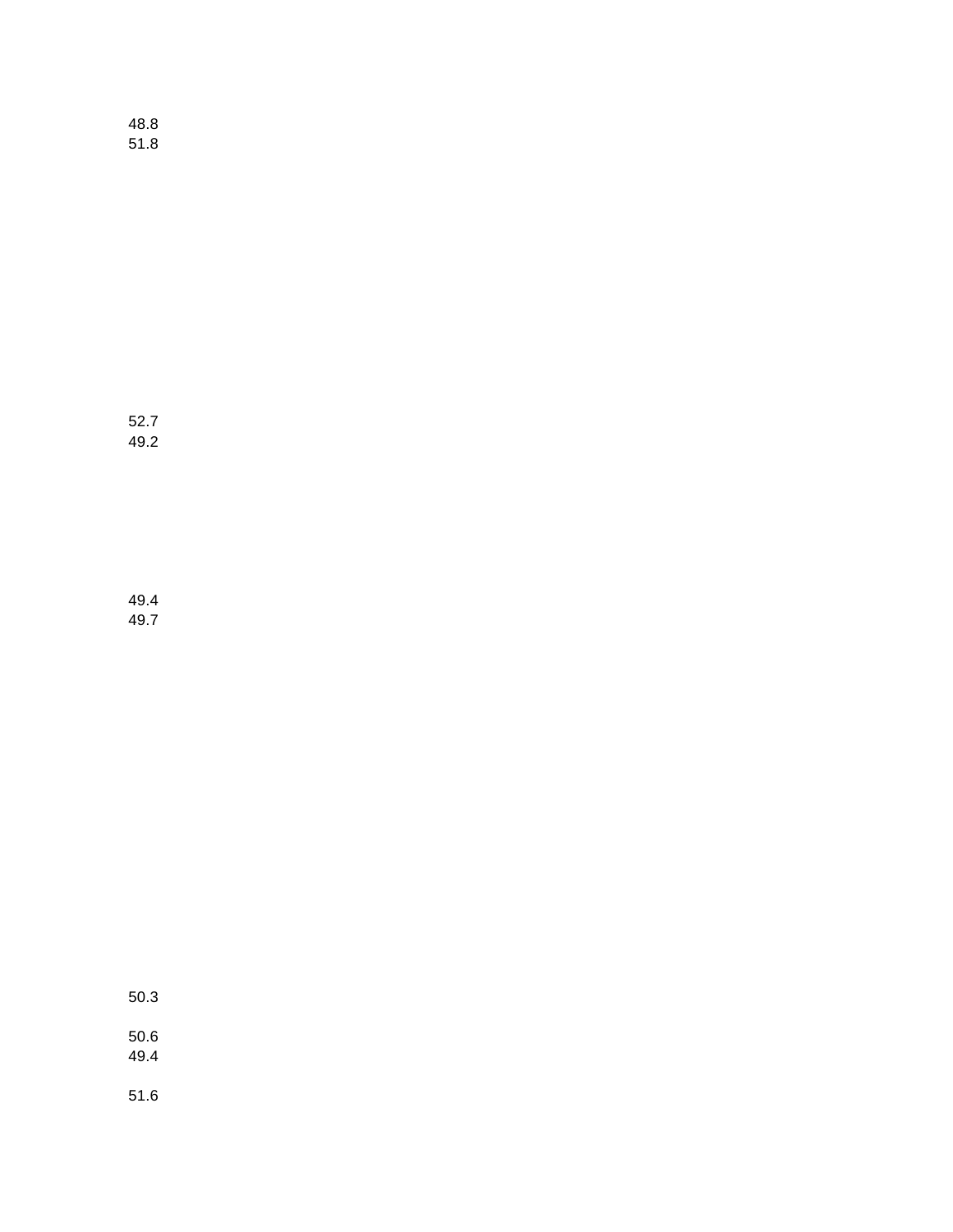48.8
51.8

52.7
49.2

49.4
49.7

50.3

50.6
49.4

51.6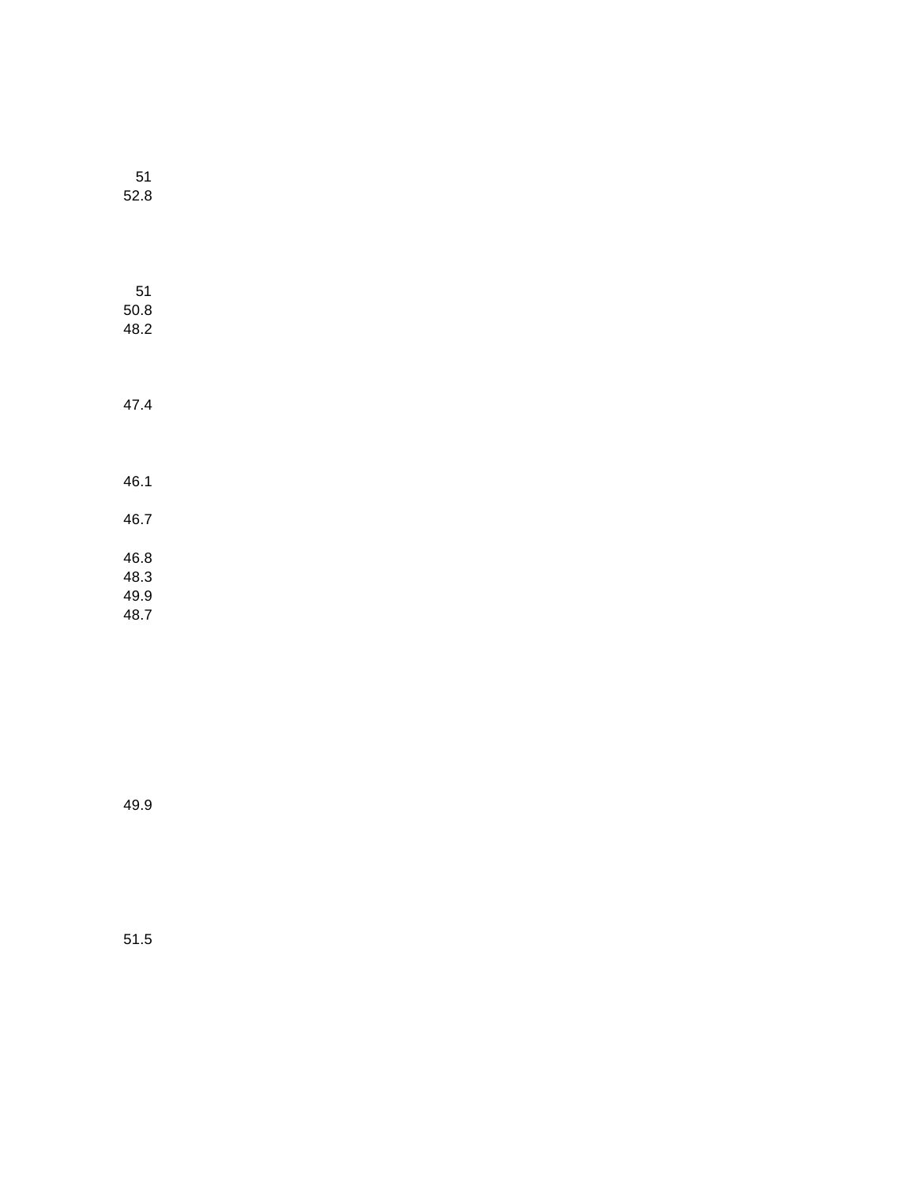51
52.8

51
50.8
48.2

47.4

46.1

46.7

46.8
48.3
49.9
48.7

49.9

51.5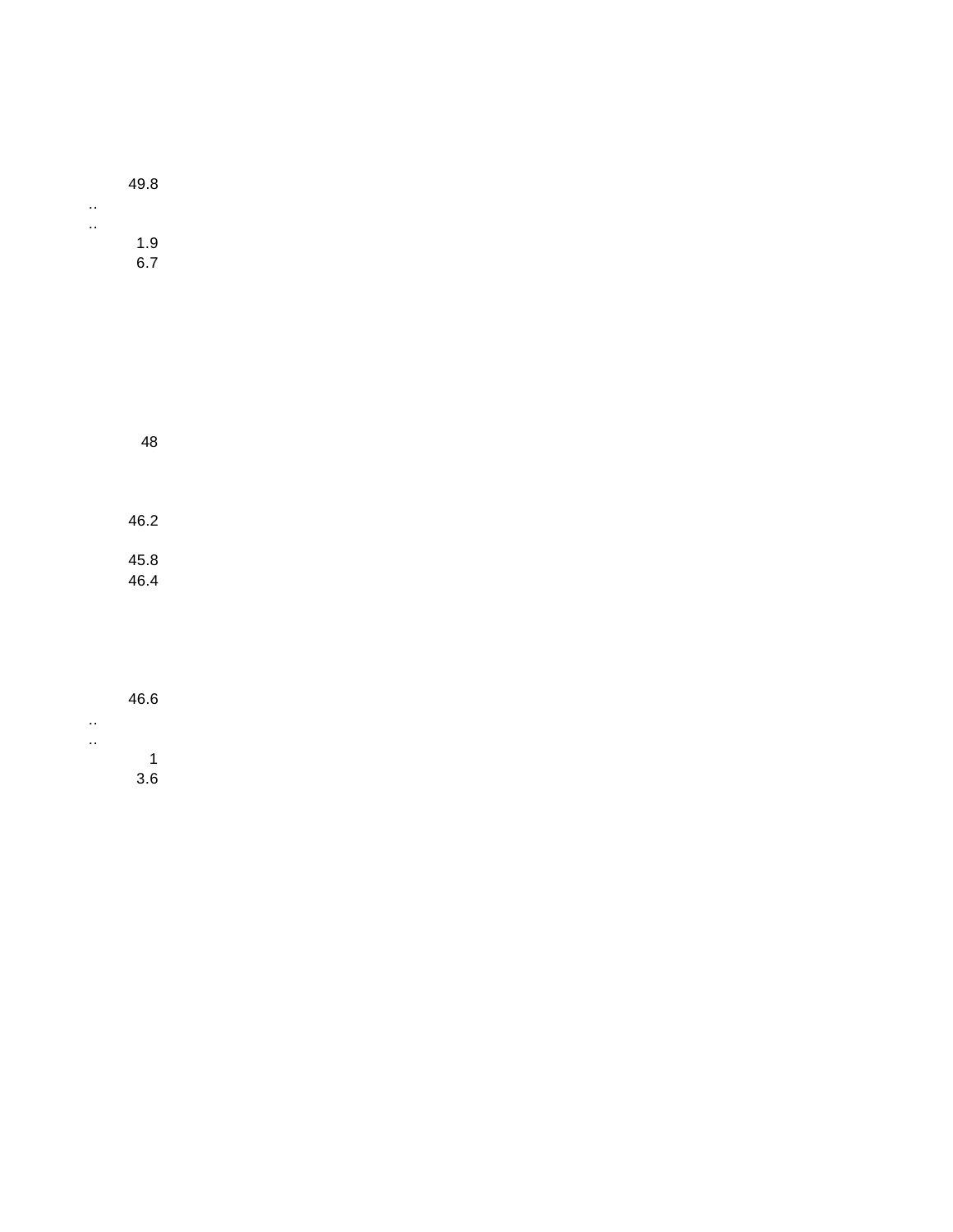49.8
..
..
1.9
6.7

48

46.2

45.8
46.4

46.6
..
..
1
3.6